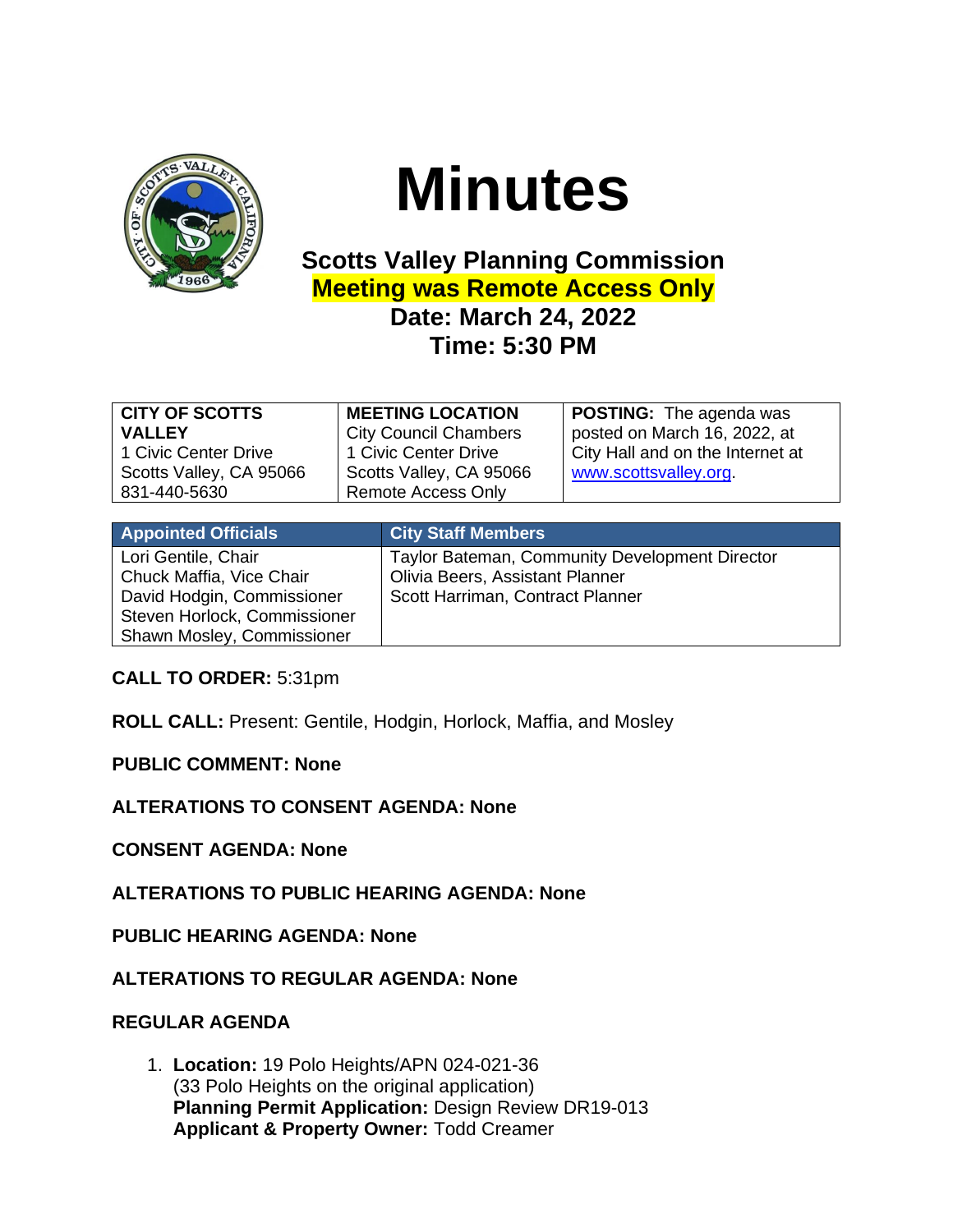# Minutes

## Scotts Valley Planning Commission
## Meeting was Remote Access Only
## Date: March 24, 2022
## Time: 5:30 PM

| **CITY OF SCOTTS VALLEY**<br>1 Civic Center Drive<br>Scotts Valley, CA 95066<br>831-440-5630 | **MEETING LOCATION**<br>City Council Chambers<br>1 Civic Center Drive<br>Scotts Valley, CA 95066<br>Remote Access Only | **POSTING:** The agenda was posted on March 16, 2022, at City Hall and on the Internet at www.scottsvalley.org. |
|---|---|---|

| Appointed Officials | City Staff Members |
|---|---|
| Lori Gentile, Chair<br>Chuck Maffia, Vice Chair<br>David Hodgin, Commissioner<br>Steven Horlock, Commissioner<br>Shawn Mosley, Commissioner | Taylor Bateman, Community Development Director<br>Olivia Beers, Assistant Planner<br>Scott Harriman, Contract Planner |

**CALL TO ORDER:** 5:31pm

**ROLL CALL:** Present: Gentile, Hodgin, Horlock, Maffia, and Mosley

**PUBLIC COMMENT: None**

**ALTERATIONS TO CONSENT AGENDA: None**

**CONSENT AGENDA: None**

**ALTERATIONS TO PUBLIC HEARING AGENDA: None**

**PUBLIC HEARING AGENDA: None**

**ALTERATIONS TO REGULAR AGENDA: None**

**REGULAR AGENDA**

1. **Location:** 19 Polo Heights/APN 024-021-36
   (33 Polo Heights on the original application)
   **Planning Permit Application:** Design Review DR19-013
   **Applicant & Property Owner:** Todd Creamer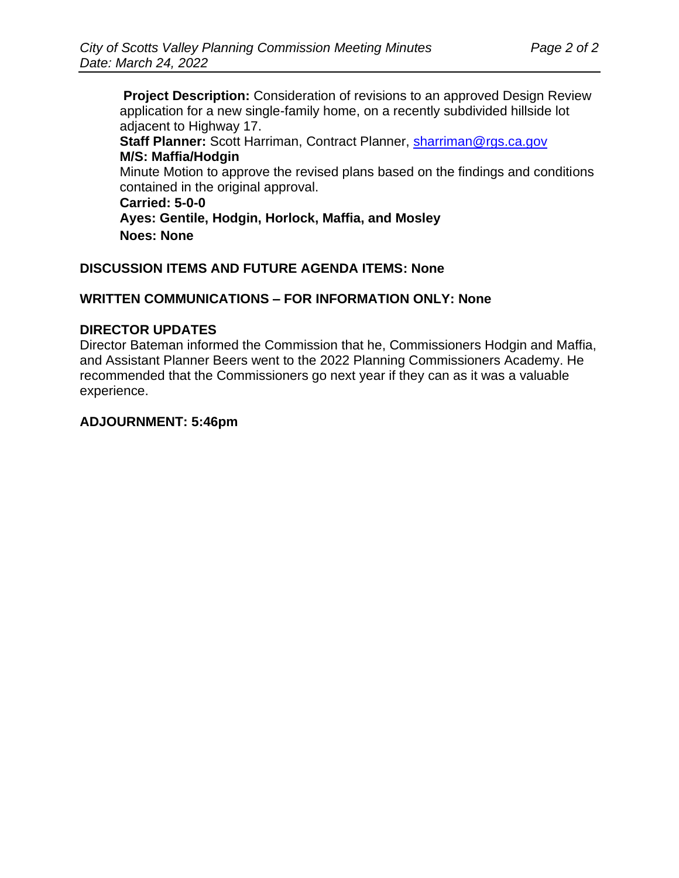**Project Description:** Consideration of revisions to an approved Design Review application for a new single-family home, on a recently subdivided hillside lot adjacent to Highway 17.

**Staff Planner:** Scott Harriman, Contract Planner, sharriman@rgs.ca.gov

**M/S: Maffia/Hodgin**

Minute Motion to approve the revised plans based on the findings and conditions contained in the original approval.

**Carried: 5-0-0**

**Ayes: Gentile, Hodgin, Horlock, Maffia, and Mosley**

**Noes: None**

**DISCUSSION ITEMS AND FUTURE AGENDA ITEMS: None**

**WRITTEN COMMUNICATIONS – FOR INFORMATION ONLY: None**

**DIRECTOR UPDATES**

Director Bateman informed the Commission that he, Commissioners Hodgin and Maffia, and Assistant Planner Beers went to the 2022 Planning Commissioners Academy. He recommended that the Commissioners go next year if they can as it was a valuable experience.

**ADJOURNMENT: 5:46pm**